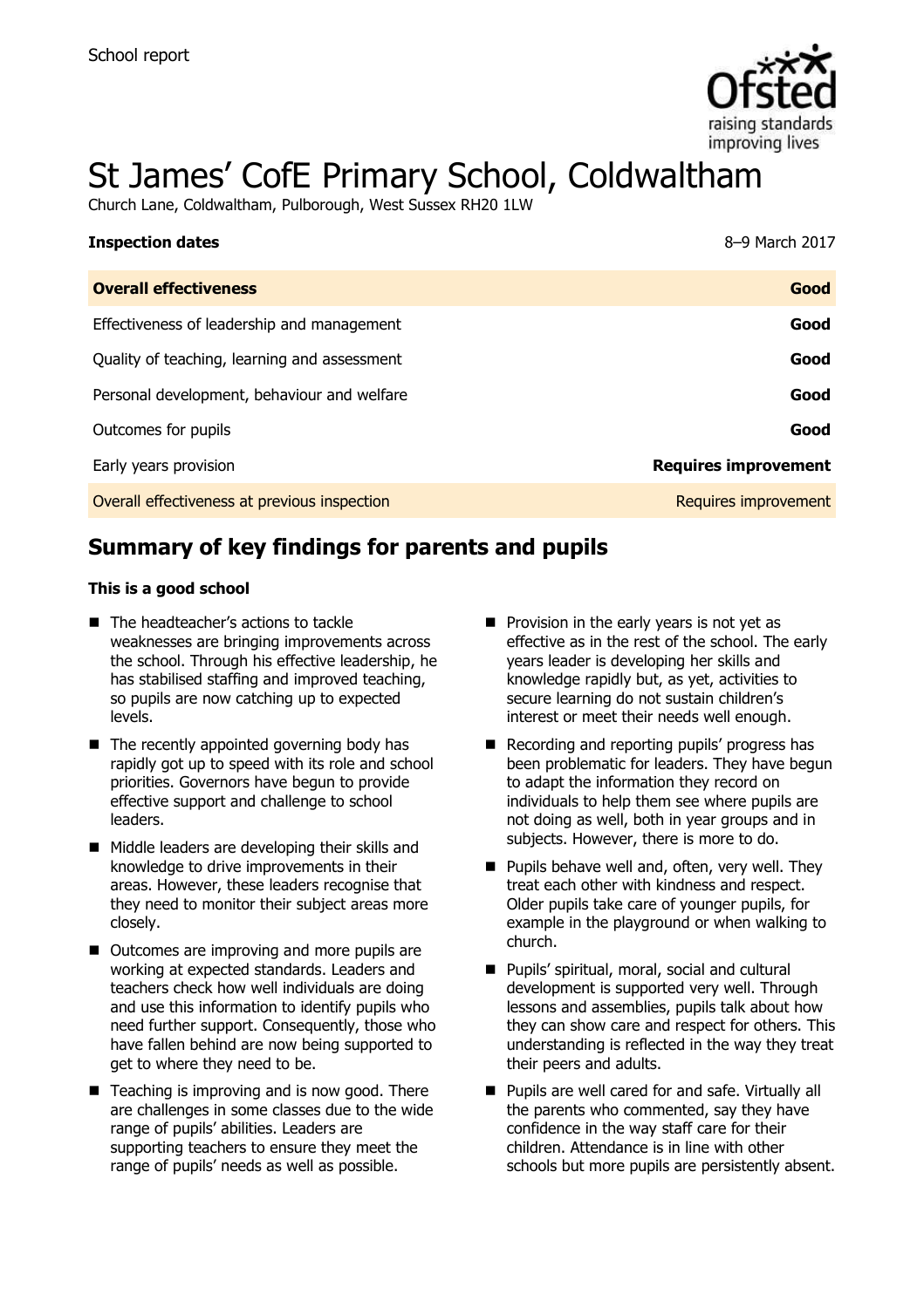School report

# St James' CofE Primary School, Coldwaltham

Church Lane, Coldwaltham, Pulborough, West Sussex RH20 1LW

| **Inspection dates** | 8–9 March 2017 |
| --- | --- |
| **Overall effectiveness** | **Good** |
| Effectiveness of leadership and management | **Good** |
| Quality of teaching, learning and assessment | **Good** |
| Personal development, behaviour and welfare | **Good** |
| Outcomes for pupils | **Good** |
| Early years provision | **Requires improvement** |
| Overall effectiveness at previous inspection | Requires improvement |

## Summary of key findings for parents and pupils

**This is a good school**

- The headteacher's actions to tackle weaknesses are bringing improvements across the school. Through his effective leadership, he has stabilised staffing and improved teaching, so pupils are now catching up to expected levels.
- The recently appointed governing body has rapidly got up to speed with its role and school priorities. Governors have begun to provide effective support and challenge to school leaders.
- Middle leaders are developing their skills and knowledge to drive improvements in their areas. However, these leaders recognise that they need to monitor their subject areas more closely.
- Outcomes are improving and more pupils are working at expected standards. Leaders and teachers check how well individuals are doing and use this information to identify pupils who need further support. Consequently, those who have fallen behind are now being supported to get to where they need to be.
- Teaching is improving and is now good. There are challenges in some classes due to the wide range of pupils' abilities. Leaders are supporting teachers to ensure they meet the range of pupils' needs as well as possible.
- Provision in the early years is not yet as effective as in the rest of the school. The early years leader is developing her skills and knowledge rapidly but, as yet, activities to secure learning do not sustain children's interest or meet their needs well enough.
- Recording and reporting pupils' progress has been problematic for leaders. They have begun to adapt the information they record on individuals to help them see where pupils are not doing as well, both in year groups and in subjects. However, there is more to do.
- Pupils behave well and, often, very well. They treat each other with kindness and respect. Older pupils take care of younger pupils, for example in the playground or when walking to church.
- Pupils' spiritual, moral, social and cultural development is supported very well. Through lessons and assemblies, pupils talk about how they can show care and respect for others. This understanding is reflected in the way they treat their peers and adults.
- Pupils are well cared for and safe. Virtually all the parents who commented, say they have confidence in the way staff care for their children. Attendance is in line with other schools but more pupils are persistently absent.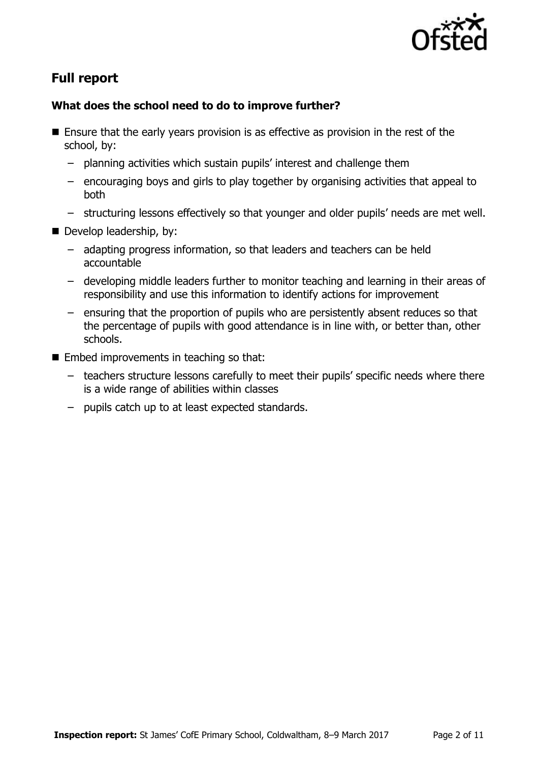## Full report

### What does the school need to do to improve further?

- Ensure that the early years provision is as effective as provision in the rest of the school, by:
  - planning activities which sustain pupils' interest and challenge them
  - encouraging boys and girls to play together by organising activities that appeal to both
  - structuring lessons effectively so that younger and older pupils' needs are met well.
- Develop leadership, by:
  - adapting progress information, so that leaders and teachers can be held accountable
  - developing middle leaders further to monitor teaching and learning in their areas of responsibility and use this information to identify actions for improvement
  - ensuring that the proportion of pupils who are persistently absent reduces so that the percentage of pupils with good attendance is in line with, or better than, other schools.
- Embed improvements in teaching so that:
  - teachers structure lessons carefully to meet their pupils' specific needs where there is a wide range of abilities within classes
  - pupils catch up to at least expected standards.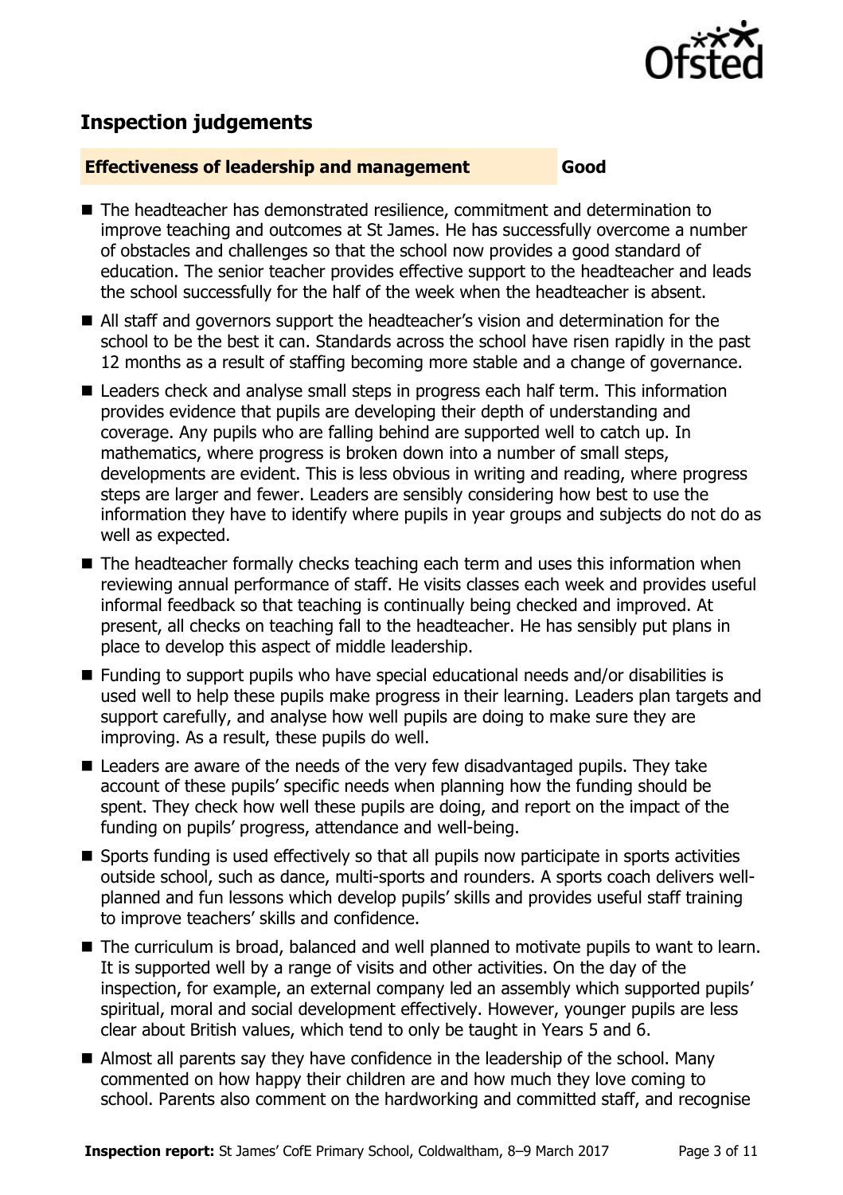## Inspection judgements

**Effectiveness of leadership and management** **Good**

- The headteacher has demonstrated resilience, commitment and determination to improve teaching and outcomes at St James. He has successfully overcome a number of obstacles and challenges so that the school now provides a good standard of education. The senior teacher provides effective support to the headteacher and leads the school successfully for the half of the week when the headteacher is absent.
- All staff and governors support the headteacher's vision and determination for the school to be the best it can. Standards across the school have risen rapidly in the past 12 months as a result of staffing becoming more stable and a change of governance.
- Leaders check and analyse small steps in progress each half term. This information provides evidence that pupils are developing their depth of understanding and coverage. Any pupils who are falling behind are supported well to catch up. In mathematics, where progress is broken down into a number of small steps, developments are evident. This is less obvious in writing and reading, where progress steps are larger and fewer. Leaders are sensibly considering how best to use the information they have to identify where pupils in year groups and subjects do not do as well as expected.
- The headteacher formally checks teaching each term and uses this information when reviewing annual performance of staff. He visits classes each week and provides useful informal feedback so that teaching is continually being checked and improved. At present, all checks on teaching fall to the headteacher. He has sensibly put plans in place to develop this aspect of middle leadership.
- Funding to support pupils who have special educational needs and/or disabilities is used well to help these pupils make progress in their learning. Leaders plan targets and support carefully, and analyse how well pupils are doing to make sure they are improving. As a result, these pupils do well.
- Leaders are aware of the needs of the very few disadvantaged pupils. They take account of these pupils' specific needs when planning how the funding should be spent. They check how well these pupils are doing, and report on the impact of the funding on pupils' progress, attendance and well-being.
- Sports funding is used effectively so that all pupils now participate in sports activities outside school, such as dance, multi-sports and rounders. A sports coach delivers well-planned and fun lessons which develop pupils' skills and provides useful staff training to improve teachers' skills and confidence.
- The curriculum is broad, balanced and well planned to motivate pupils to want to learn. It is supported well by a range of visits and other activities. On the day of the inspection, for example, an external company led an assembly which supported pupils' spiritual, moral and social development effectively. However, younger pupils are less clear about British values, which tend to only be taught in Years 5 and 6.
- Almost all parents say they have confidence in the leadership of the school. Many commented on how happy their children are and how much they love coming to school. Parents also comment on the hardworking and committed staff, and recognise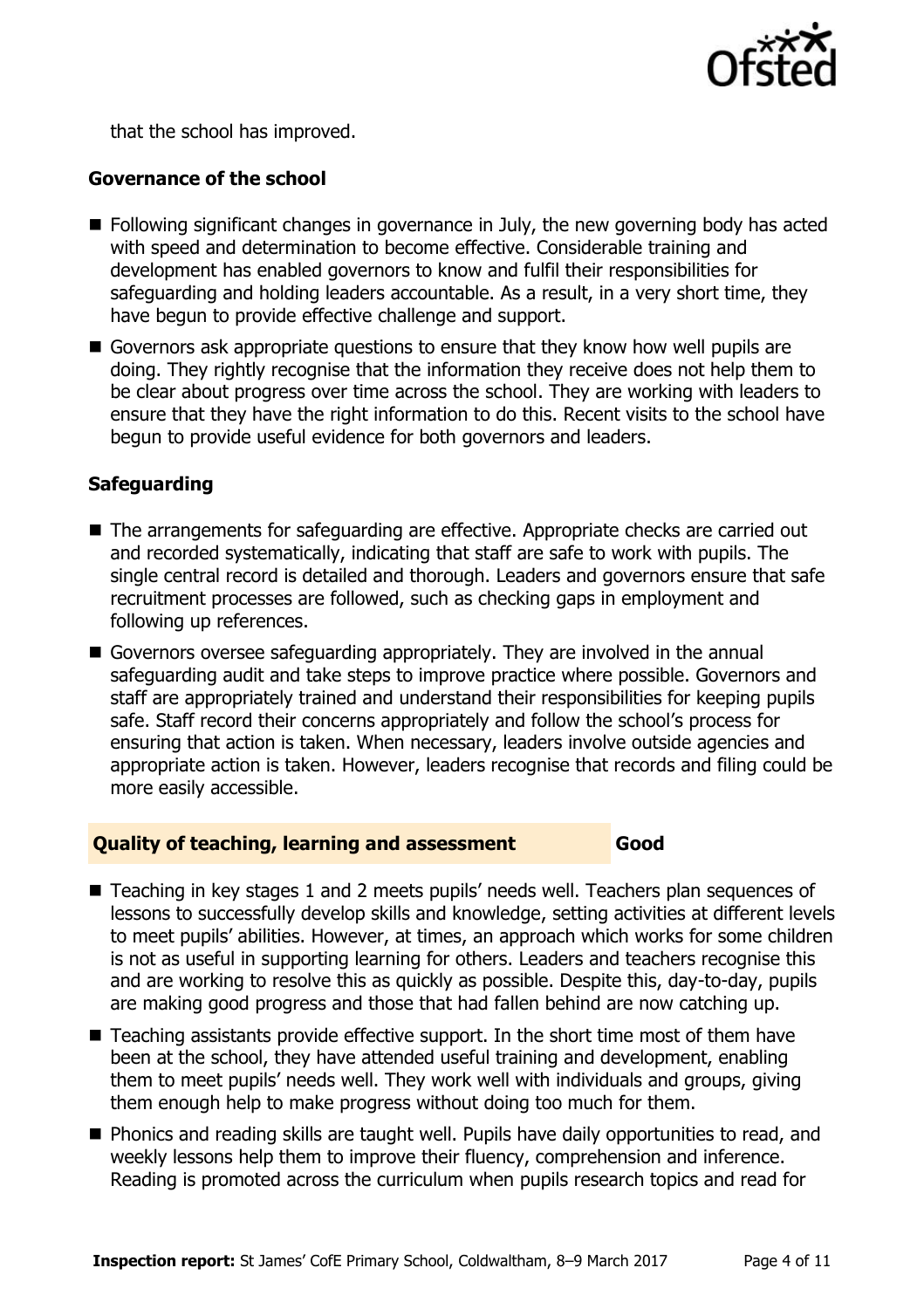that the school has improved.

### Governance of the school

- Following significant changes in governance in July, the new governing body has acted with speed and determination to become effective. Considerable training and development has enabled governors to know and fulfil their responsibilities for safeguarding and holding leaders accountable. As a result, in a very short time, they have begun to provide effective challenge and support.
- Governors ask appropriate questions to ensure that they know how well pupils are doing. They rightly recognise that the information they receive does not help them to be clear about progress over time across the school. They are working with leaders to ensure that they have the right information to do this. Recent visits to the school have begun to provide useful evidence for both governors and leaders.

### Safeguarding

- The arrangements for safeguarding are effective. Appropriate checks are carried out and recorded systematically, indicating that staff are safe to work with pupils. The single central record is detailed and thorough. Leaders and governors ensure that safe recruitment processes are followed, such as checking gaps in employment and following up references.
- Governors oversee safeguarding appropriately. They are involved in the annual safeguarding audit and take steps to improve practice where possible. Governors and staff are appropriately trained and understand their responsibilities for keeping pupils safe. Staff record their concerns appropriately and follow the school's process for ensuring that action is taken. When necessary, leaders involve outside agencies and appropriate action is taken. However, leaders recognise that records and filing could be more easily accessible.

## Quality of teaching, learning and assessment — Good

- Teaching in key stages 1 and 2 meets pupils' needs well. Teachers plan sequences of lessons to successfully develop skills and knowledge, setting activities at different levels to meet pupils' abilities. However, at times, an approach which works for some children is not as useful in supporting learning for others. Leaders and teachers recognise this and are working to resolve this as quickly as possible. Despite this, day-to-day, pupils are making good progress and those that had fallen behind are now catching up.
- Teaching assistants provide effective support. In the short time most of them have been at the school, they have attended useful training and development, enabling them to meet pupils' needs well. They work well with individuals and groups, giving them enough help to make progress without doing too much for them.
- Phonics and reading skills are taught well. Pupils have daily opportunities to read, and weekly lessons help them to improve their fluency, comprehension and inference. Reading is promoted across the curriculum when pupils research topics and read for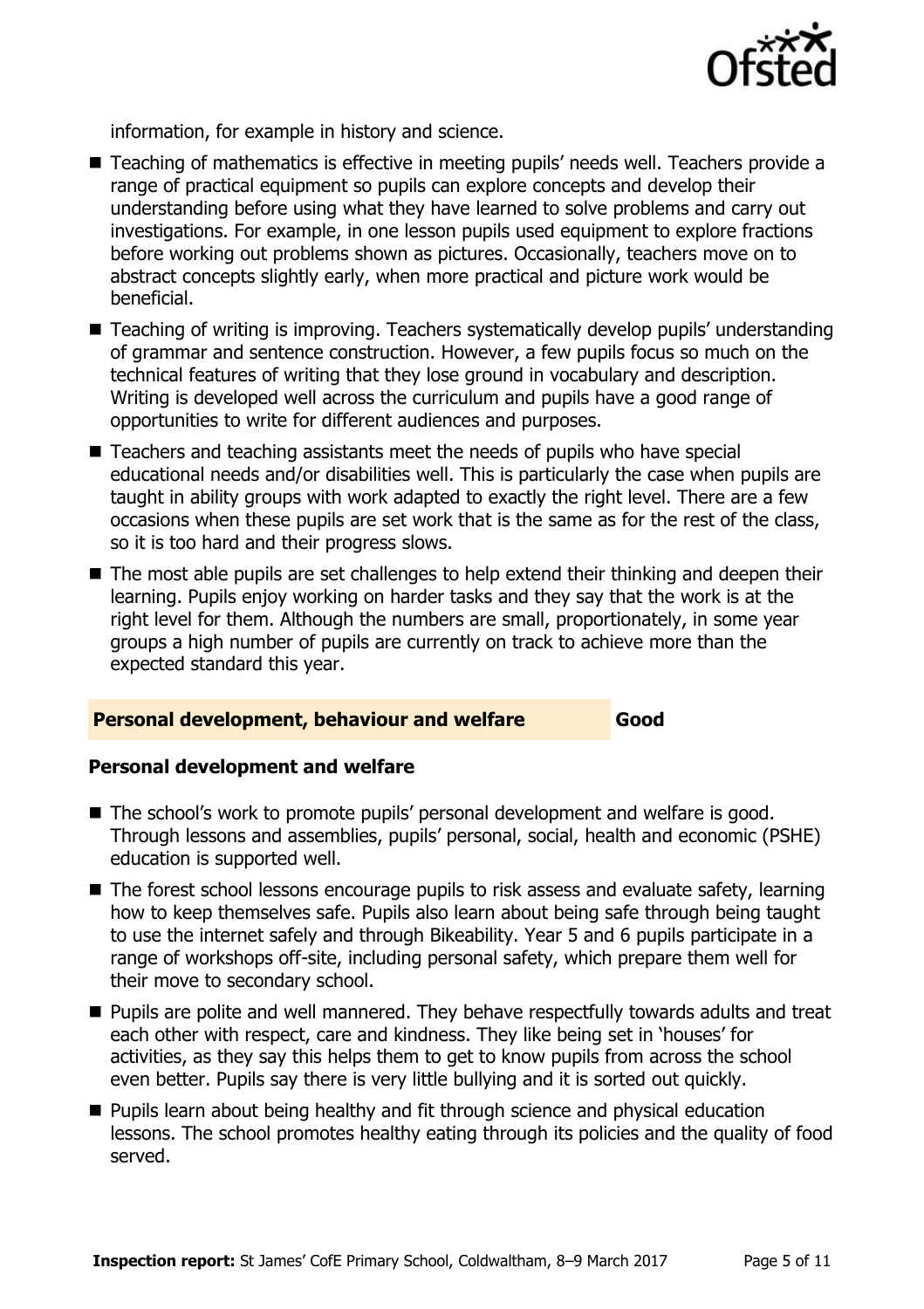information, for example in history and science.

- Teaching of mathematics is effective in meeting pupils' needs well. Teachers provide a range of practical equipment so pupils can explore concepts and develop their understanding before using what they have learned to solve problems and carry out investigations. For example, in one lesson pupils used equipment to explore fractions before working out problems shown as pictures. Occasionally, teachers move on to abstract concepts slightly early, when more practical and picture work would be beneficial.
- Teaching of writing is improving. Teachers systematically develop pupils' understanding of grammar and sentence construction. However, a few pupils focus so much on the technical features of writing that they lose ground in vocabulary and description. Writing is developed well across the curriculum and pupils have a good range of opportunities to write for different audiences and purposes.
- Teachers and teaching assistants meet the needs of pupils who have special educational needs and/or disabilities well. This is particularly the case when pupils are taught in ability groups with work adapted to exactly the right level. There are a few occasions when these pupils are set work that is the same as for the rest of the class, so it is too hard and their progress slows.
- The most able pupils are set challenges to help extend their thinking and deepen their learning. Pupils enjoy working on harder tasks and they say that the work is at the right level for them. Although the numbers are small, proportionately, in some year groups a high number of pupils are currently on track to achieve more than the expected standard this year.

## Personal development, behaviour and welfare — Good

### Personal development and welfare

- The school's work to promote pupils' personal development and welfare is good. Through lessons and assemblies, pupils' personal, social, health and economic (PSHE) education is supported well.
- The forest school lessons encourage pupils to risk assess and evaluate safety, learning how to keep themselves safe. Pupils also learn about being safe through being taught to use the internet safely and through Bikeability. Year 5 and 6 pupils participate in a range of workshops off-site, including personal safety, which prepare them well for their move to secondary school.
- Pupils are polite and well mannered. They behave respectfully towards adults and treat each other with respect, care and kindness. They like being set in 'houses' for activities, as they say this helps them to get to know pupils from across the school even better. Pupils say there is very little bullying and it is sorted out quickly.
- Pupils learn about being healthy and fit through science and physical education lessons. The school promotes healthy eating through its policies and the quality of food served.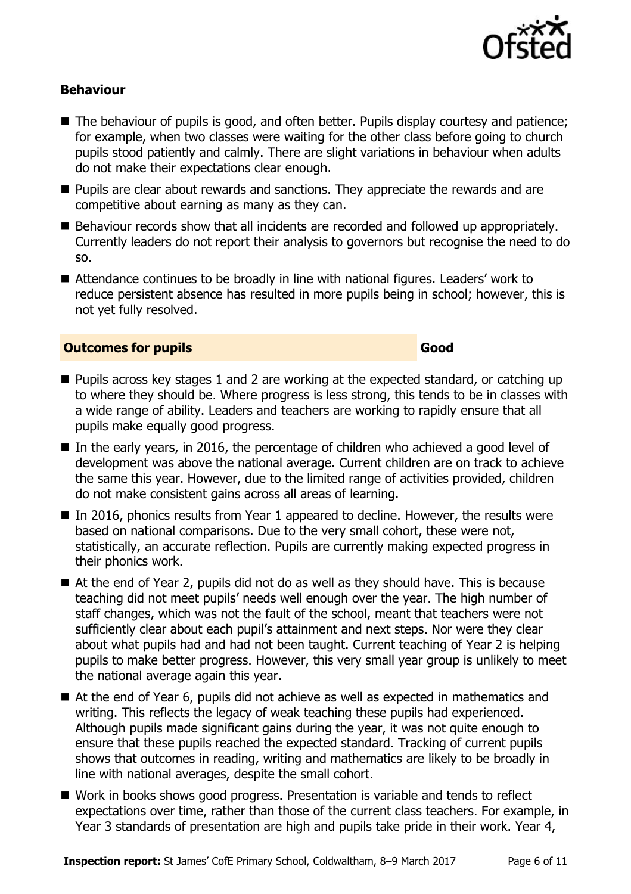### Behaviour

- The behaviour of pupils is good, and often better. Pupils display courtesy and patience; for example, when two classes were waiting for the other class before going to church pupils stood patiently and calmly. There are slight variations in behaviour when adults do not make their expectations clear enough.
- Pupils are clear about rewards and sanctions. They appreciate the rewards and are competitive about earning as many as they can.
- Behaviour records show that all incidents are recorded and followed up appropriately. Currently leaders do not report their analysis to governors but recognise the need to do so.
- Attendance continues to be broadly in line with national figures. Leaders' work to reduce persistent absence has resulted in more pupils being in school; however, this is not yet fully resolved.

### Outcomes for pupils — Good

- Pupils across key stages 1 and 2 are working at the expected standard, or catching up to where they should be. Where progress is less strong, this tends to be in classes with a wide range of ability. Leaders and teachers are working to rapidly ensure that all pupils make equally good progress.
- In the early years, in 2016, the percentage of children who achieved a good level of development was above the national average. Current children are on track to achieve the same this year. However, due to the limited range of activities provided, children do not make consistent gains across all areas of learning.
- In 2016, phonics results from Year 1 appeared to decline. However, the results were based on national comparisons. Due to the very small cohort, these were not, statistically, an accurate reflection. Pupils are currently making expected progress in their phonics work.
- At the end of Year 2, pupils did not do as well as they should have. This is because teaching did not meet pupils' needs well enough over the year. The high number of staff changes, which was not the fault of the school, meant that teachers were not sufficiently clear about each pupil's attainment and next steps. Nor were they clear about what pupils had and had not been taught. Current teaching of Year 2 is helping pupils to make better progress. However, this very small year group is unlikely to meet the national average again this year.
- At the end of Year 6, pupils did not achieve as well as expected in mathematics and writing. This reflects the legacy of weak teaching these pupils had experienced. Although pupils made significant gains during the year, it was not quite enough to ensure that these pupils reached the expected standard. Tracking of current pupils shows that outcomes in reading, writing and mathematics are likely to be broadly in line with national averages, despite the small cohort.
- Work in books shows good progress. Presentation is variable and tends to reflect expectations over time, rather than those of the current class teachers. For example, in Year 3 standards of presentation are high and pupils take pride in their work. Year 4,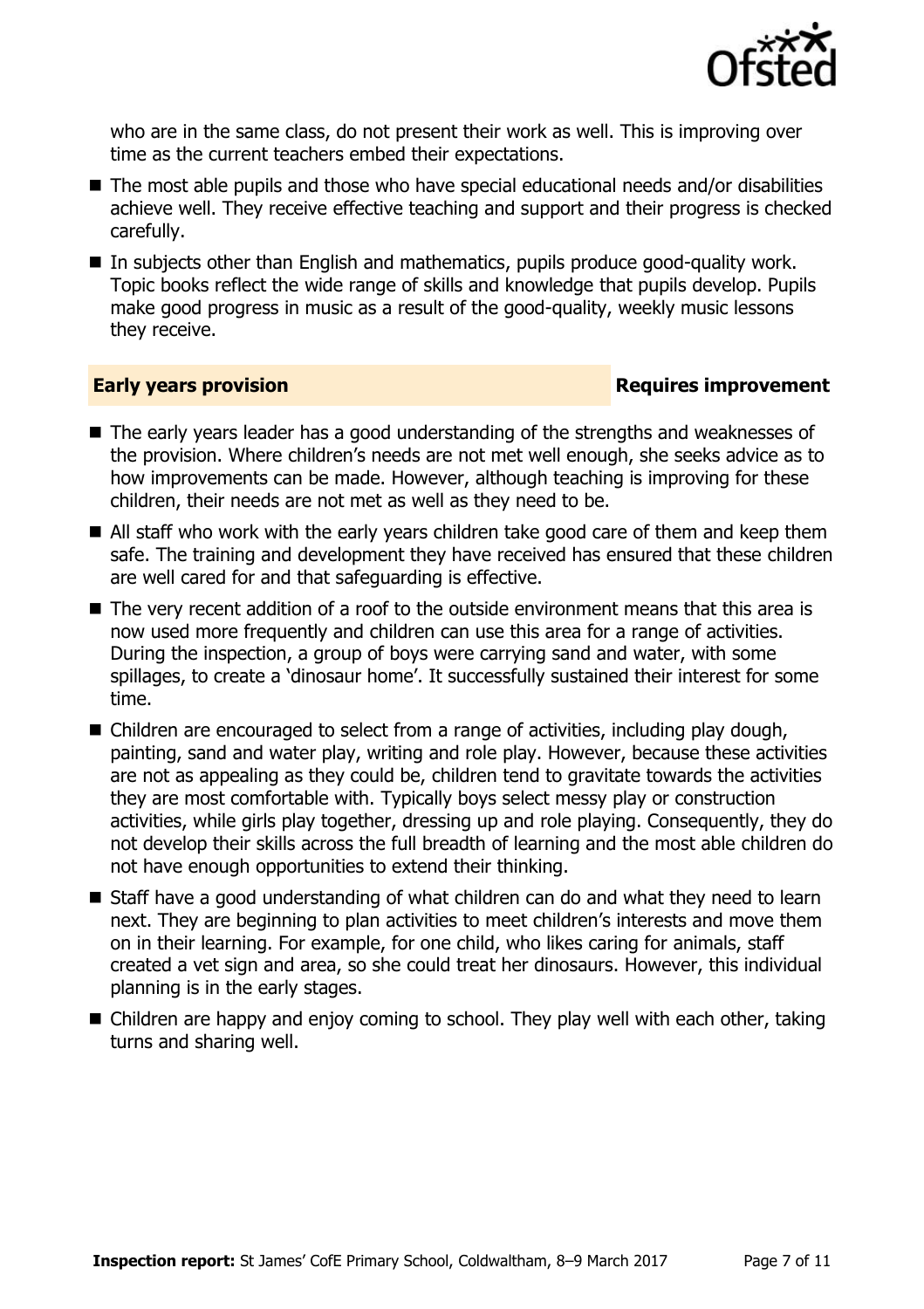who are in the same class, do not present their work as well. This is improving over time as the current teachers embed their expectations.

- The most able pupils and those who have special educational needs and/or disabilities achieve well. They receive effective teaching and support and their progress is checked carefully.
- In subjects other than English and mathematics, pupils produce good-quality work. Topic books reflect the wide range of skills and knowledge that pupils develop. Pupils make good progress in music as a result of the good-quality, weekly music lessons they receive.

## Early years provision — Requires improvement

- The early years leader has a good understanding of the strengths and weaknesses of the provision. Where children's needs are not met well enough, she seeks advice as to how improvements can be made. However, although teaching is improving for these children, their needs are not met as well as they need to be.
- All staff who work with the early years children take good care of them and keep them safe. The training and development they have received has ensured that these children are well cared for and that safeguarding is effective.
- The very recent addition of a roof to the outside environment means that this area is now used more frequently and children can use this area for a range of activities. During the inspection, a group of boys were carrying sand and water, with some spillages, to create a 'dinosaur home'. It successfully sustained their interest for some time.
- Children are encouraged to select from a range of activities, including play dough, painting, sand and water play, writing and role play. However, because these activities are not as appealing as they could be, children tend to gravitate towards the activities they are most comfortable with. Typically boys select messy play or construction activities, while girls play together, dressing up and role playing. Consequently, they do not develop their skills across the full breadth of learning and the most able children do not have enough opportunities to extend their thinking.
- Staff have a good understanding of what children can do and what they need to learn next. They are beginning to plan activities to meet children's interests and move them on in their learning. For example, for one child, who likes caring for animals, staff created a vet sign and area, so she could treat her dinosaurs. However, this individual planning is in the early stages.
- Children are happy and enjoy coming to school. They play well with each other, taking turns and sharing well.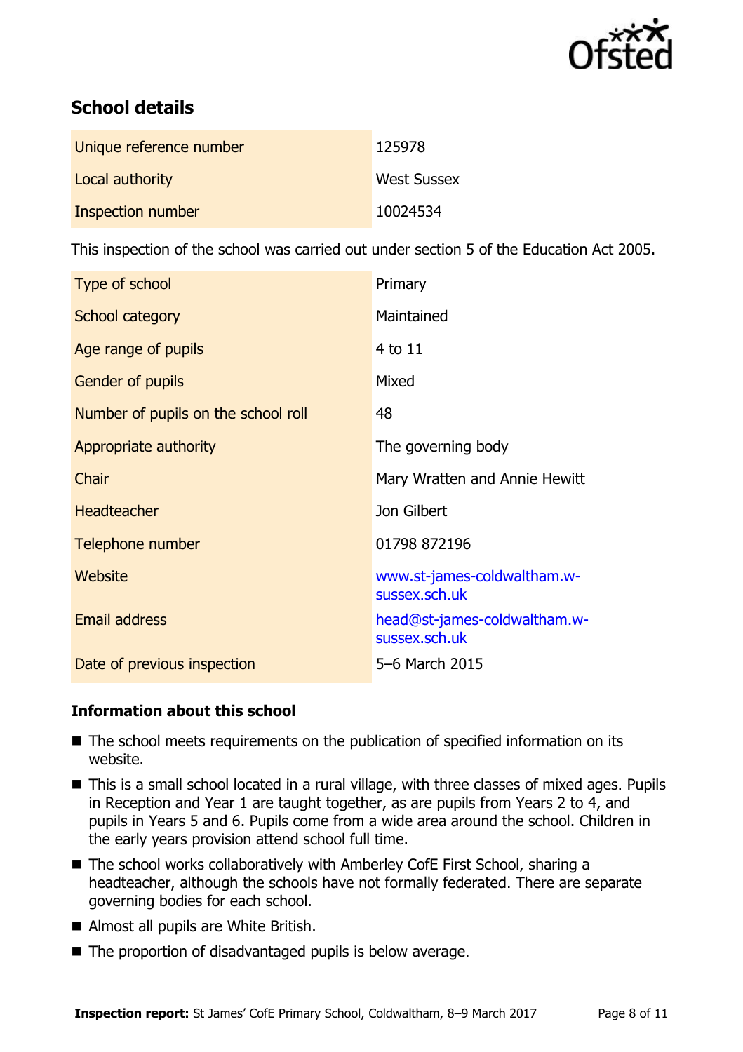## School details

| | |
|---|---|
| Unique reference number | 125978 |
| Local authority | West Sussex |
| Inspection number | 10024534 |

This inspection of the school was carried out under section 5 of the Education Act 2005.

| | |
|---|---|
| Type of school | Primary |
| School category | Maintained |
| Age range of pupils | 4 to 11 |
| Gender of pupils | Mixed |
| Number of pupils on the school roll | 48 |
| Appropriate authority | The governing body |
| Chair | Mary Wratten and Annie Hewitt |
| Headteacher | Jon Gilbert |
| Telephone number | 01798 872196 |
| Website | www.st-james-coldwaltham.w-sussex.sch.uk |
| Email address | head@st-james-coldwaltham.w-sussex.sch.uk |
| Date of previous inspection | 5–6 March 2015 |

### Information about this school

- The school meets requirements on the publication of specified information on its website.
- This is a small school located in a rural village, with three classes of mixed ages. Pupils in Reception and Year 1 are taught together, as are pupils from Years 2 to 4, and pupils in Years 5 and 6. Pupils come from a wide area around the school. Children in the early years provision attend school full time.
- The school works collaboratively with Amberley CofE First School, sharing a headteacher, although the schools have not formally federated. There are separate governing bodies for each school.
- Almost all pupils are White British.
- The proportion of disadvantaged pupils is below average.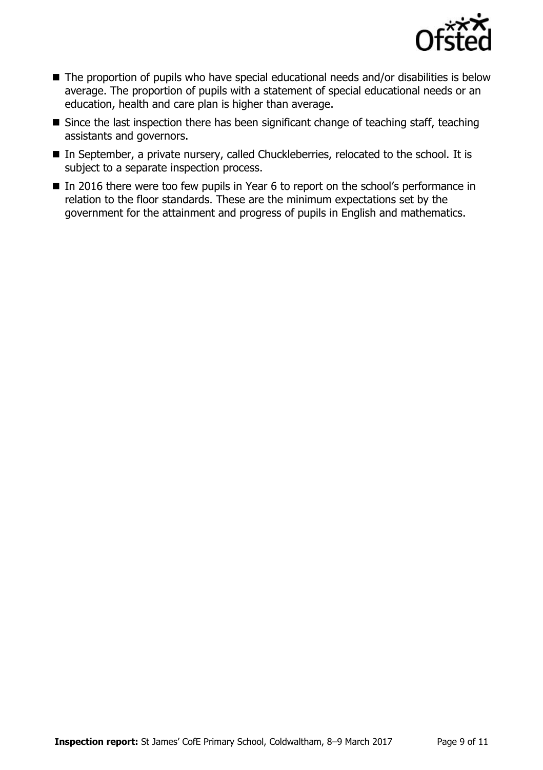- The proportion of pupils who have special educational needs and/or disabilities is below average. The proportion of pupils with a statement of special educational needs or an education, health and care plan is higher than average.
- Since the last inspection there has been significant change of teaching staff, teaching assistants and governors.
- In September, a private nursery, called Chuckleberries, relocated to the school. It is subject to a separate inspection process.
- In 2016 there were too few pupils in Year 6 to report on the school's performance in relation to the floor standards. These are the minimum expectations set by the government for the attainment and progress of pupils in English and mathematics.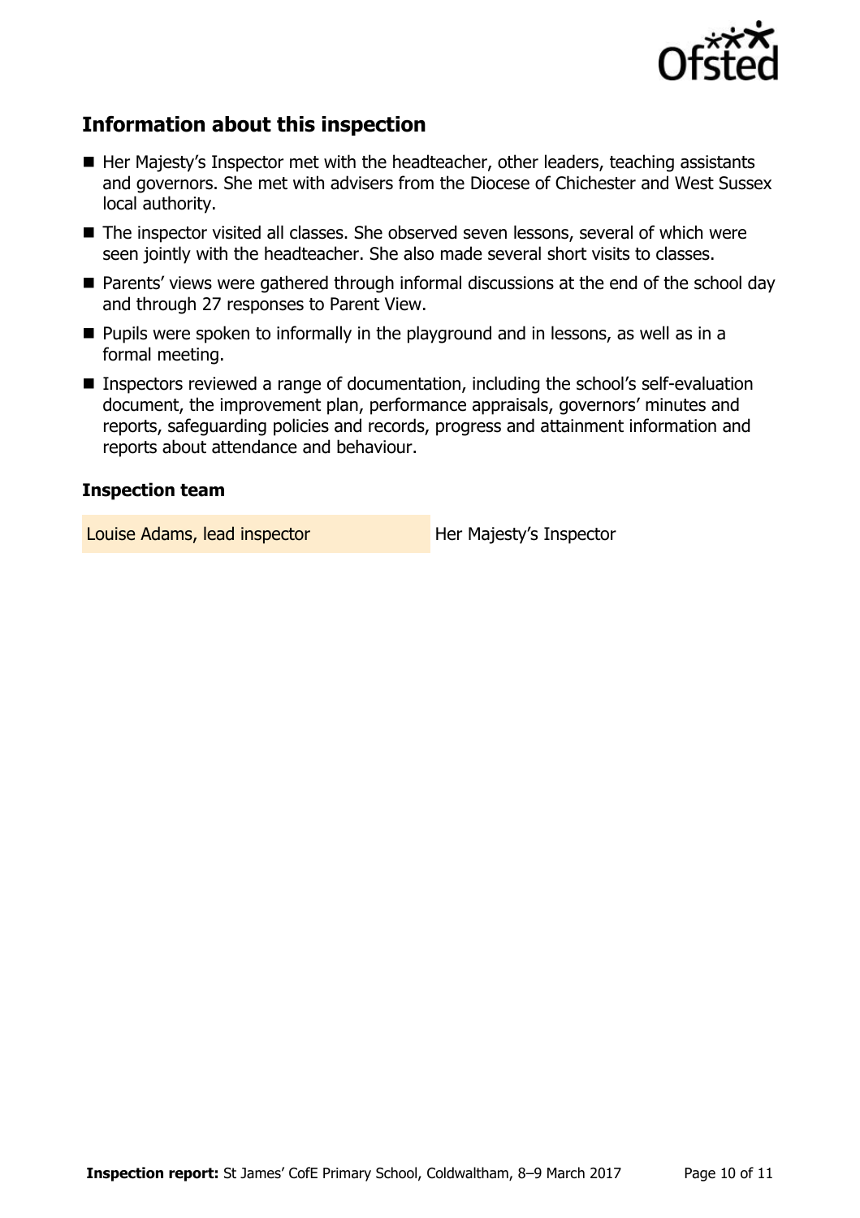## Information about this inspection

- Her Majesty's Inspector met with the headteacher, other leaders, teaching assistants and governors. She met with advisers from the Diocese of Chichester and West Sussex local authority.
- The inspector visited all classes. She observed seven lessons, several of which were seen jointly with the headteacher. She also made several short visits to classes.
- Parents' views were gathered through informal discussions at the end of the school day and through 27 responses to Parent View.
- Pupils were spoken to informally in the playground and in lessons, as well as in a formal meeting.
- Inspectors reviewed a range of documentation, including the school's self-evaluation document, the improvement plan, performance appraisals, governors' minutes and reports, safeguarding policies and records, progress and attainment information and reports about attendance and behaviour.

### Inspection team

| | |
|---|---|
| Louise Adams, lead inspector | Her Majesty's Inspector |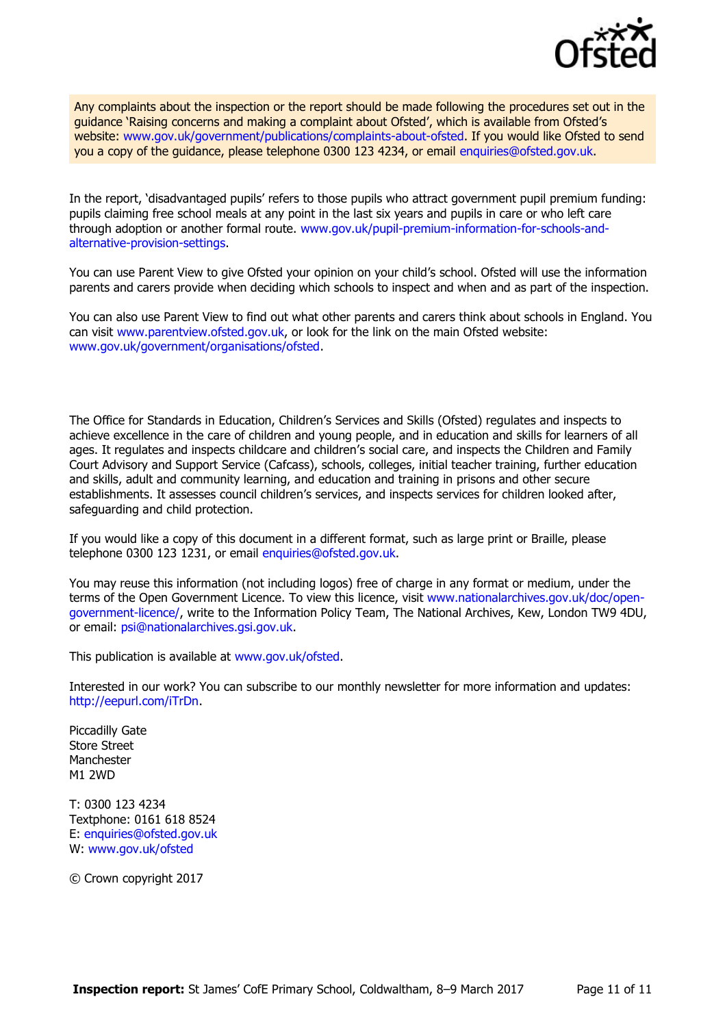Any complaints about the inspection or the report should be made following the procedures set out in the guidance 'Raising concerns and making a complaint about Ofsted', which is available from Ofsted's website: www.gov.uk/government/publications/complaints-about-ofsted. If you would like Ofsted to send you a copy of the guidance, please telephone 0300 123 4234, or email enquiries@ofsted.gov.uk.

In the report, 'disadvantaged pupils' refers to those pupils who attract government pupil premium funding: pupils claiming free school meals at any point in the last six years and pupils in care or who left care through adoption or another formal route. www.gov.uk/pupil-premium-information-for-schools-and-alternative-provision-settings.

You can use Parent View to give Ofsted your opinion on your child's school. Ofsted will use the information parents and carers provide when deciding which schools to inspect and when and as part of the inspection.

You can also use Parent View to find out what other parents and carers think about schools in England. You can visit www.parentview.ofsted.gov.uk, or look for the link on the main Ofsted website: www.gov.uk/government/organisations/ofsted.

The Office for Standards in Education, Children's Services and Skills (Ofsted) regulates and inspects to achieve excellence in the care of children and young people, and in education and skills for learners of all ages. It regulates and inspects childcare and children's social care, and inspects the Children and Family Court Advisory and Support Service (Cafcass), schools, colleges, initial teacher training, further education and skills, adult and community learning, and education and training in prisons and other secure establishments. It assesses council children's services, and inspects services for children looked after, safeguarding and child protection.

If you would like a copy of this document in a different format, such as large print or Braille, please telephone 0300 123 1231, or email enquiries@ofsted.gov.uk.

You may reuse this information (not including logos) free of charge in any format or medium, under the terms of the Open Government Licence. To view this licence, visit www.nationalarchives.gov.uk/doc/open-government-licence/, write to the Information Policy Team, The National Archives, Kew, London TW9 4DU, or email: psi@nationalarchives.gsi.gov.uk.

This publication is available at www.gov.uk/ofsted.

Interested in our work? You can subscribe to our monthly newsletter for more information and updates: http://eepurl.com/iTrDn.

Piccadilly Gate  
Store Street  
Manchester  
M1 2WD

T: 0300 123 4234  
Textphone: 0161 618 8524  
E: enquiries@ofsted.gov.uk  
W: www.gov.uk/ofsted

© Crown copyright 2017